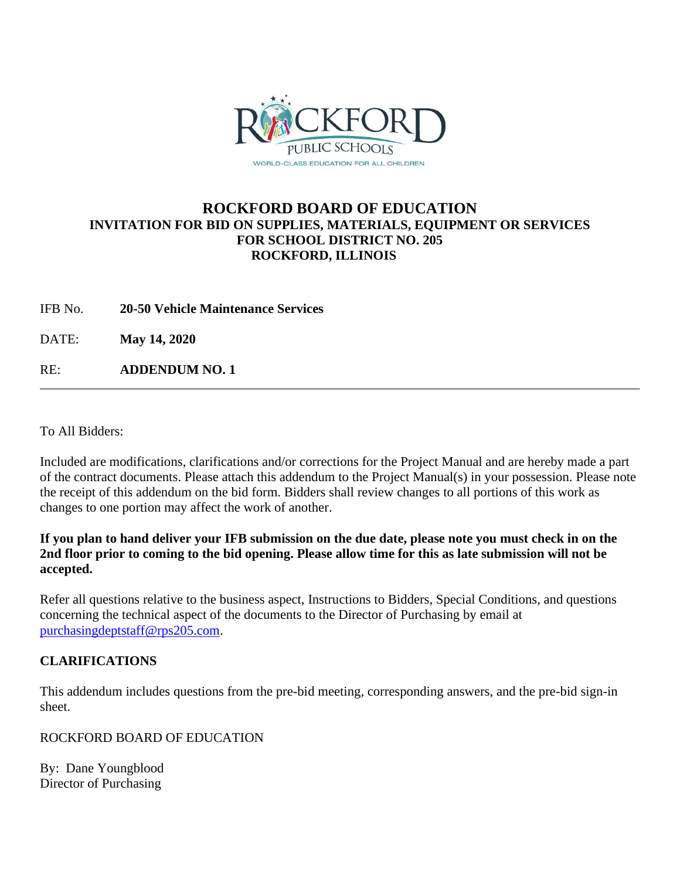# ROCKFORD BOARD OF EDUCATION

## INVITATION FOR BID ON SUPPLIES, MATERIALS, EQUIPMENT OR SERVICES FOR SCHOOL DISTRICT NO. 205 ROCKFORD, ILLINOIS

IFB No. **20-50 Vehicle Maintenance Services**

DATE: **May 14, 2020**

RE: **ADDENDUM NO. 1**

---

To All Bidders:

Included are modifications, clarifications and/or corrections for the Project Manual and are hereby made a part of the contract documents. Please attach this addendum to the Project Manual(s) in your possession. Please note the receipt of this addendum on the bid form. Bidders shall review changes to all portions of this work as changes to one portion may affect the work of another.

**If you plan to hand deliver your IFB submission on the due date, please note you must check in on the 2nd floor prior to coming to the bid opening. Please allow time for this as late submission will not be accepted.**

Refer all questions relative to the business aspect, Instructions to Bidders, Special Conditions, and questions concerning the technical aspect of the documents to the Director of Purchasing by email at purchasingdeptstaff@rps205.com.

**CLARIFICATIONS**

This addendum includes questions from the pre-bid meeting, corresponding answers, and the pre-bid sign-in sheet.

ROCKFORD BOARD OF EDUCATION

By: Dane Youngblood
Director of Purchasing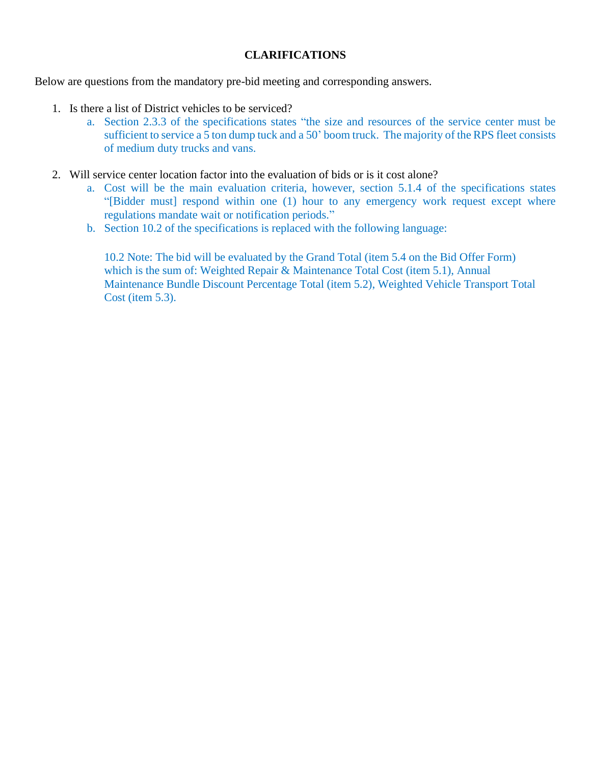**CLARIFICATIONS**

Below are questions from the mandatory pre-bid meeting and corresponding answers.

1. Is there a list of District vehicles to be serviced?
    a. Section 2.3.3 of the specifications states "the size and resources of the service center must be sufficient to service a 5 ton dump tuck and a 50' boom truck. The majority of the RPS fleet consists of medium duty trucks and vans.

2. Will service center location factor into the evaluation of bids or is it cost alone?
    a. Cost will be the main evaluation criteria, however, section 5.1.4 of the specifications states "[Bidder must] respond within one (1) hour to any emergency work request except where regulations mandate wait or notification periods."
    b. Section 10.2 of the specifications is replaced with the following language:

       10.2 Note: The bid will be evaluated by the Grand Total (item 5.4 on the Bid Offer Form) which is the sum of: Weighted Repair & Maintenance Total Cost (item 5.1), Annual Maintenance Bundle Discount Percentage Total (item 5.2), Weighted Vehicle Transport Total Cost (item 5.3).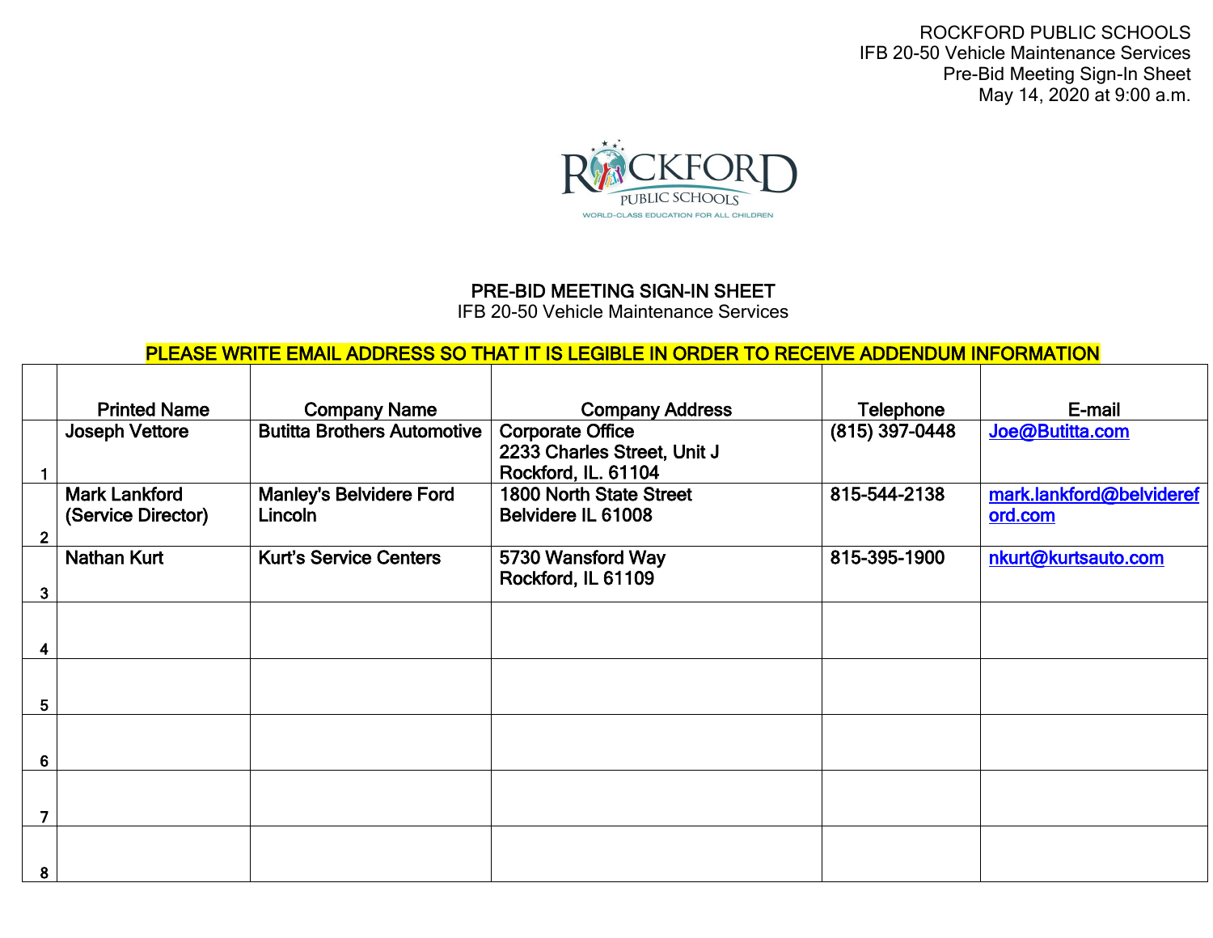ROCKFORD PUBLIC SCHOOLS
IFB 20-50 Vehicle Maintenance Services
Pre-Bid Meeting Sign-In Sheet
May 14, 2020 at 9:00 a.m.

ROCKFORD PUBLIC SCHOOLS
WORLD-CLASS EDUCATION FOR ALL CHILDREN

## PRE-BID MEETING SIGN-IN SHEET

IFB 20-50 Vehicle Maintenance Services

**PLEASE WRITE EMAIL ADDRESS SO THAT IT IS LEGIBLE IN ORDER TO RECEIVE ADDENDUM INFORMATION**

| | Printed Name | Company Name | Company Address | Telephone | E-mail |
|---|---|---|---|---|---|
| 1 | Joseph Vettore | Butitta Brothers Automotive | Corporate Office<br>2233 Charles Street, Unit J<br>Rockford, IL. 61104 | (815) 397-0448 | Joe@Butitta.com |
| 2 | Mark Lankford (Service Director) | Manley's Belvidere Ford Lincoln | 1800 North State Street<br>Belvidere IL 61008 | 815-544-2138 | mark.lankford@belviderefford.com |
| 3 | Nathan Kurt | Kurt's Service Centers | 5730 Wansford Way<br>Rockford, IL 61109 | 815-395-1900 | nkurt@kurtsauto.com |
| 4 | | | | | |
| 5 | | | | | |
| 6 | | | | | |
| 7 | | | | | |
| 8 | | | | | |